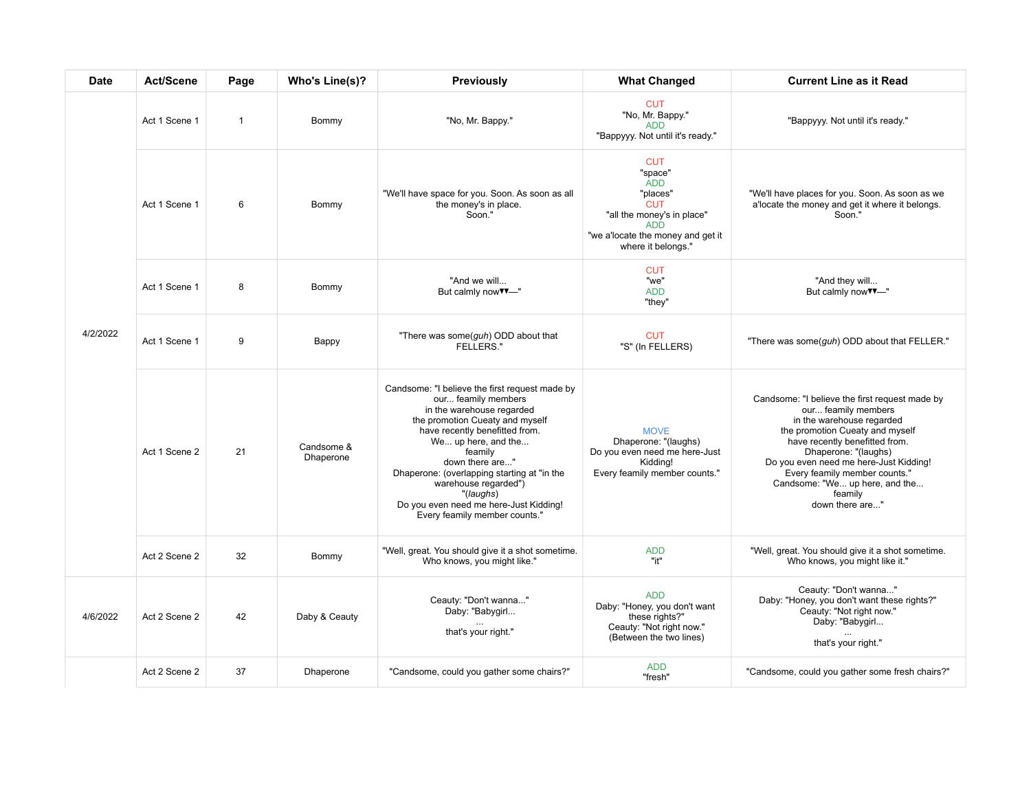| Date | Act/Scene | Page | Who's Line(s)? | Previously | What Changed | Current Line as it Read |
|---|---|---|---|---|---|---|
| 4/2/2022 | Act 1 Scene 1 | 1 | Bommy | "No, Mr. Bappy." | CUT "No, Mr. Bappy." ADD "Bappyyy. Not until it's ready." | "Bappyyy. Not until it's ready." |
| | Act 1 Scene 1 | 6 | Bommy | "We'll have space for you. Soon. As soon as all the money's in place. Soon." | CUT "space" ADD "places" CUT "all the money's in place" ADD "we a'locate the money and get it where it belongs." | "We'll have places for you. Soon. As soon as we a'locate the money and get it where it belongs. Soon." |
| | Act 1 Scene 1 | 8 | Bommy | "And we will... But calmly now▾▾—" | CUT "we" ADD "they" | "And they will... But calmly now▾▾—" |
| | Act 1 Scene 1 | 9 | Bappy | "There was some(*guh*) ODD about that FELLERS." | CUT "S" (In FELLERS) | "There was some(*guh*) ODD about that FELLER." |
| | Act 1 Scene 2 | 21 | Candsome & Dhaperone | Candsome: "I believe the first request made by our... feamily members in the warehouse regarded the promotion Cueaty and myself have recently benefitted from. We... up here, and the... feamily down there are..." Dhaperone: (overlapping starting at "in the warehouse regarded") "(*laughs*) Do you even need me here-Just Kidding! Every feamily member counts." | MOVE Dhaperone: "(laughs) Do you even need me here-Just Kidding! Every feamily member counts." | Candsome: "I believe the first request made by our... feamily members in the warehouse regarded the promotion Cueaty and myself have recently benefitted from. Dhaperone: "(laughs) Do you even need me here-Just Kidding! Every feamily member counts." Candsome: "We... up here, and the... feamily down there are..." |
| | Act 2 Scene 2 | 32 | Bommy | "Well, great. You should give it a shot sometime. Who knows, you might like." | ADD "it" | "Well, great. You should give it a shot sometime. Who knows, you might like it." |
| 4/6/2022 | Act 2 Scene 2 | 42 | Daby & Ceauty | Ceauty: "Don't wanna..." Daby: "Babygirl... ... that's your right." | ADD Daby: "Honey, you don't want these rights?" Ceauty: "Not right now." (Between the two lines) | Ceauty: "Don't wanna..." Daby: "Honey, you don't want these rights?" Ceauty: "Not right now." Daby: "Babygirl... ... that's your right." |
| | Act 2 Scene 2 | 37 | Dhaperone | "Candsome, could you gather some chairs?" | ADD "fresh" | "Candsome, could you gather some fresh chairs?" |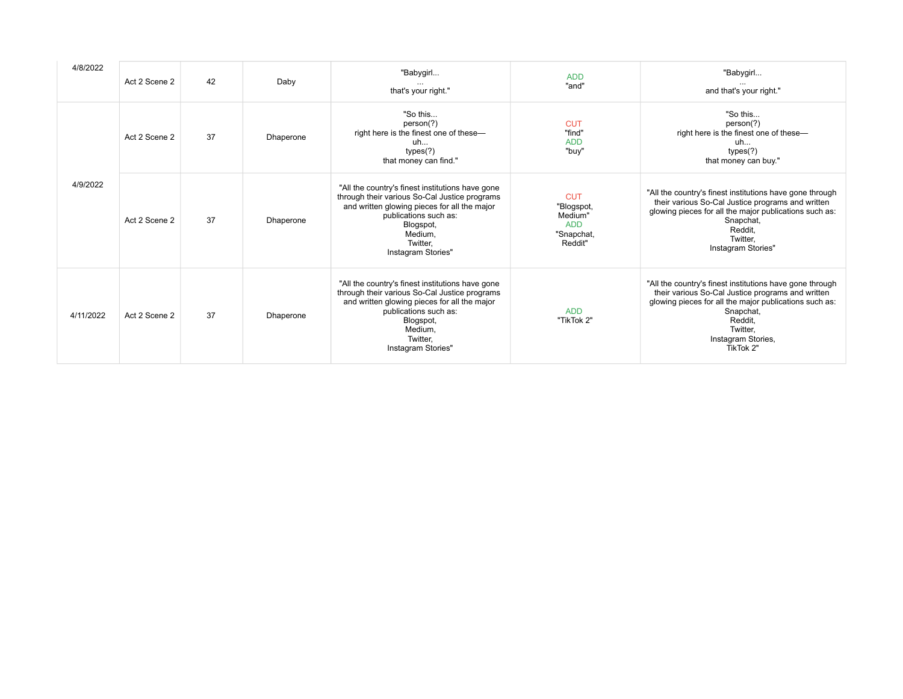| | | | | | | |
|---|---|---|---|---|---|---|
| 4/8/2022 | Act 2 Scene 2 | 42 | Daby | "Babygirl...<br>...<br>that's your right." | ADD<br>"and" | "Babygirl...<br>...<br>and that's your right." |
| 4/9/2022 | Act 2 Scene 2 | 37 | Dhaperone | "So this...<br>person(?)<br>right here is the finest one of these—<br>uh...<br>types(?)<br>that money can find." | CUT<br>"find"<br>ADD<br>"buy" | "So this...<br>person(?)<br>right here is the finest one of these—<br>uh...<br>types(?)<br>that money can buy." |
| | Act 2 Scene 2 | 37 | Dhaperone | "All the country's finest institutions have gone through their various So-Cal Justice programs and written glowing pieces for all the major publications such as:<br>Blogspot,<br>Medium,<br>Twitter,<br>Instagram Stories" | CUT<br>"Blogspot,<br>Medium"<br>ADD<br>"Snapchat,<br>Reddit" | "All the country's finest institutions have gone through their various So-Cal Justice programs and written glowing pieces for all the major publications such as:<br>Snapchat,<br>Reddit,<br>Twitter,<br>Instagram Stories" |
| 4/11/2022 | Act 2 Scene 2 | 37 | Dhaperone | "All the country's finest institutions have gone through their various So-Cal Justice programs and written glowing pieces for all the major publications such as:<br>Blogspot,<br>Medium,<br>Twitter,<br>Instagram Stories" | ADD<br>"TikTok 2" | "All the country's finest institutions have gone through their various So-Cal Justice programs and written glowing pieces for all the major publications such as:<br>Snapchat,<br>Reddit,<br>Twitter,<br>Instagram Stories,<br>TikTok 2" |